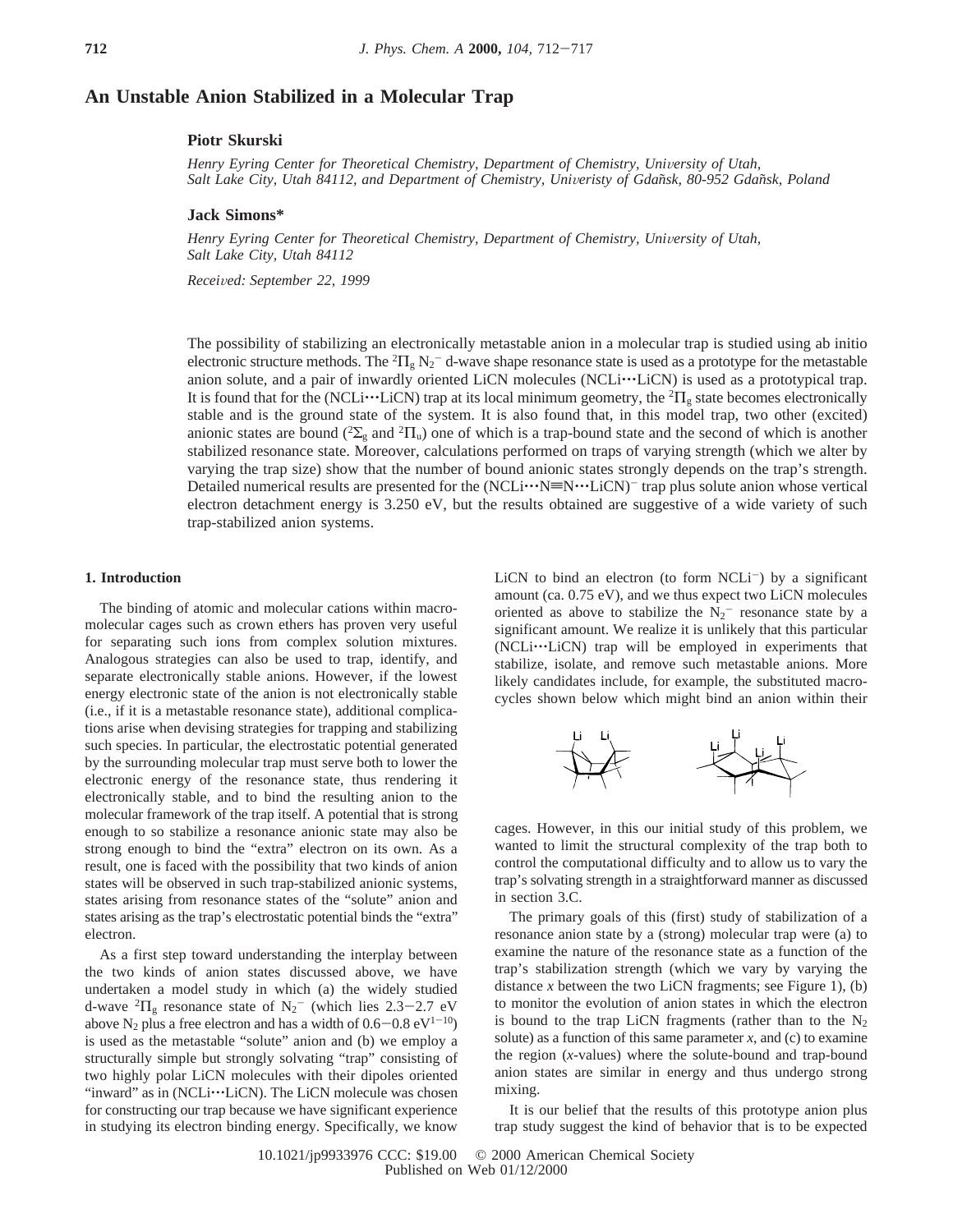# An Unstable Anion Stabilized in a Molecular Trap

**Piotr Skurski**

*Henry Eyring Center for Theoretical Chemistry, Department of Chemistry, University of Utah, Salt Lake City, Utah 84112, and Department of Chemistry, Univeristy of Gdańsk, 80-952 Gdańsk, Poland*

**Jack Simons***

*Henry Eyring Center for Theoretical Chemistry, Department of Chemistry, University of Utah, Salt Lake City, Utah 84112*

*Received: September 22, 1999*

The possibility of stabilizing an electronically metastable anion in a molecular trap is studied using ab initio electronic structure methods. The $^2\Pi_g$ $N_2^-$ d-wave shape resonance state is used as a prototype for the metastable anion solute, and a pair of inwardly oriented LiCN molecules (NCLi···LiCN) is used as a prototypical trap. It is found that for the (NCLi···LiCN) trap at its local minimum geometry, the $^2\Pi_g$ state becomes electronically stable and is the ground state of the system. It is also found that, in this model trap, two other (excited) anionic states are bound ($^2\Sigma_g$ and $^2\Pi_u$) one of which is a trap-bound state and the second of which is another stabilized resonance state. Moreover, calculations performed on traps of varying strength (which we alter by varying the trap size) show that the number of bound anionic states strongly depends on the trap's strength. Detailed numerical results are presented for the (NCLi···N≡N···LiCN)$^-$ trap plus solute anion whose vertical electron detachment energy is 3.250 eV, but the results obtained are suggestive of a wide variety of such trap-stabilized anion systems.

## 1. Introduction

The binding of atomic and molecular cations within macromolecular cages such as crown ethers has proven very useful for separating such ions from complex solution mixtures. Analogous strategies can also be used to trap, identify, and separate electronically stable anions. However, if the lowest energy electronic state of the anion is not electronically stable (i.e., if it is a metastable resonance state), additional complications arise when devising strategies for trapping and stabilizing such species. In particular, the electrostatic potential generated by the surrounding molecular trap must serve both to lower the electronic energy of the resonance state, thus rendering it electronically stable, and to bind the resulting anion to the molecular framework of the trap itself. A potential that is strong enough to so stabilize a resonance anionic state may also be strong enough to bind the "extra" electron on its own. As a result, one is faced with the possibility that two kinds of anion states will be observed in such trap-stabilized anionic systems, states arising from resonance states of the "solute" anion and states arising as the trap's electrostatic potential binds the "extra" electron.

As a first step toward understanding the interplay between the two kinds of anion states discussed above, we have undertaken a model study in which (a) the widely studied d-wave $^2\Pi_g$ resonance state of $N_2^-$ (which lies 2.3−2.7 eV above $N_2$ plus a free electron and has a width of 0.6−0.8 eV[1−10]) is used as the metastable "solute" anion and (b) we employ a structurally simple but strongly solvating "trap" consisting of two highly polar LiCN molecules with their dipoles oriented "inward" as in (NCLi···LiCN). The LiCN molecule was chosen for constructing our trap because we have significant experience in studying its electron binding energy. Specifically, we know LiCN to bind an electron (to form NCLi$^-$) by a significant amount (ca. 0.75 eV), and we thus expect two LiCN molecules oriented as above to stabilize the $N_2^-$ resonance state by a significant amount. We realize it is unlikely that this particular (NCLi···LiCN) trap will be employed in experiments that stabilize, isolate, and remove such metastable anions. More likely candidates include, for example, the substituted macrocycles shown below which might bind an anion within their cages. However, in this our initial study of this problem, we wanted to limit the structural complexity of the trap both to control the computational difficulty and to allow us to vary the trap's solvating strength in a straightforward manner as discussed in section 3.C.

The primary goals of this (first) study of stabilization of a resonance anion state by a (strong) molecular trap were (a) to examine the nature of the resonance state as a function of the trap's stabilization strength (which we vary by varying the distance $x$ between the two LiCN fragments; see Figure 1), (b) to monitor the evolution of anion states in which the electron is bound to the trap LiCN fragments (rather than to the $N_2$ solute) as a function of this same parameter $x$, and (c) to examine the region ($x$-values) where the solute-bound and trap-bound anion states are similar in energy and thus undergo strong mixing.

It is our belief that the results of this prototype anion plus trap study suggest the kind of behavior that is to be expected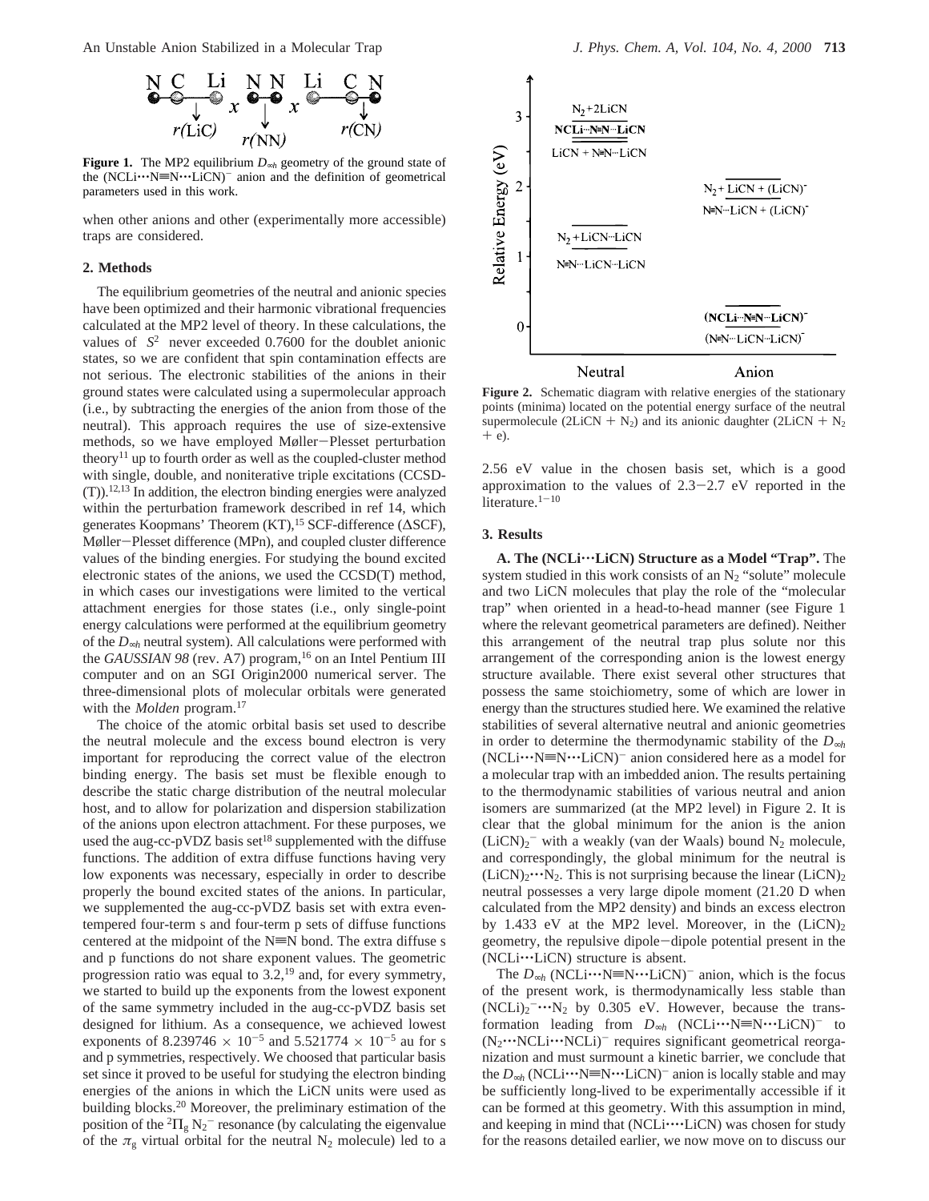**Figure 1.** The MP2 equilibrium $D_{\infty h}$ geometry of the ground state of the $(NCLi\cdots N{\equiv}N\cdots LiCN)^-$ anion and the definition of geometrical parameters used in this work.

when other anions and other (experimentally more accessible) traps are considered.

## 2. Methods

The equilibrium geometries of the neutral and anionic species have been optimized and their harmonic vibrational frequencies calculated at the MP2 level of theory. In these calculations, the values of $\langle S^2 \rangle$ never exceeded 0.7600 for the doublet anionic states, so we are confident that spin contamination effects are not serious. The electronic stabilities of the anions in their ground states were calculated using a supermolecular approach (i.e., by subtracting the energies of the anion from those of the neutral). This approach requires the use of size-extensive methods, so we have employed Møller–Plesset perturbation theory[11] up to fourth order as well as the coupled-cluster method with single, double, and noniterative triple excitations (CCSD(T)).[12,13] In addition, the electron binding energies were analyzed within the perturbation framework described in ref 14, which generates Koopmans' Theorem (KT),[15] SCF-difference (ΔSCF), Møller–Plesset difference (MPn), and coupled cluster difference values of the binding energies. For studying the bound excited electronic states of the anions, we used the CCSD(T) method, in which cases our investigations were limited to the vertical attachment energies for those states (i.e., only single-point energy calculations were performed at the equilibrium geometry of the $D_{\infty h}$ neutral system). All calculations were performed with the *GAUSSIAN 98* (rev. A7) program,[16] on an Intel Pentium III computer and on an SGI Origin2000 numerical server. The three-dimensional plots of molecular orbitals were generated with the *Molden* program.[17]

The choice of the atomic orbital basis set used to describe the neutral molecule and the excess bound electron is very important for reproducing the correct value of the electron binding energy. The basis set must be flexible enough to describe the static charge distribution of the neutral molecular host, and to allow for polarization and dispersion stabilization of the anions upon electron attachment. For these purposes, we used the aug-cc-pVDZ basis set[18] supplemented with the diffuse functions. The addition of extra diffuse functions having very low exponents was necessary, especially in order to describe properly the bound excited states of the anions. In particular, we supplemented the aug-cc-pVDZ basis set with extra even-tempered four-term s and four-term p sets of diffuse functions centered at the midpoint of the N≡N bond. The extra diffuse s and p functions do not share exponent values. The geometric progression ratio was equal to 3.2,[19] and, for every symmetry, we started to build up the exponents from the lowest exponent of the same symmetry included in the aug-cc-pVDZ basis set designed for lithium. As a consequence, we achieved lowest exponents of $8.239746 \times 10^{-5}$ and $5.521774 \times 10^{-5}$ au for s and p symmetries, respectively. We choosed that particular basis set since it proved to be useful for studying the electron binding energies of the anions in which the LiCN units were used as building blocks.[20] Moreover, the preliminary estimation of the position of the $^2\Pi_g$ $N_2^-$ resonance (by calculating the eigenvalue of the $\pi_g$ virtual orbital for the neutral $N_2$ molecule) led to a

**Figure 2.** Schematic diagram with relative energies of the stationary points (minima) located on the potential energy surface of the neutral supermolecule ($2LiCN + N_2$) and its anionic daughter ($2LiCN + N_2 + e$).

2.56 eV value in the chosen basis set, which is a good approximation to the values of 2.3–2.7 eV reported in the literature.[1–10]

## 3. Results

**A. The (NCLi···LiCN) Structure as a Model "Trap".** The system studied in this work consists of an $N_2$ "solute" molecule and two LiCN molecules that play the role of the "molecular trap" when oriented in a head-to-head manner (see Figure 1 where the relevant geometrical parameters are defined). Neither this arrangement of the neutral trap plus solute nor this arrangement of the corresponding anion is the lowest energy structure available. There exist several other structures that possess the same stoichiometry, some of which are lower in energy than the structures studied here. We examined the relative stabilities of several alternative neutral and anionic geometries in order to determine the thermodynamic stability of the $D_{\infty h}$ $(NCLi\cdots N{\equiv}N\cdots LiCN)^-$ anion considered here as a model for a molecular trap with an imbedded anion. The results pertaining to the thermodynamic stabilities of various neutral and anion isomers are summarized (at the MP2 level) in Figure 2. It is clear that the global minimum for the anion is the anion $(LiCN)_2^-$ with a weakly (van der Waals) bound $N_2$ molecule, and correspondingly, the global minimum for the neutral is $(LiCN)_2\cdots N_2$. This is not surprising because the linear $(LiCN)_2$ neutral possesses a very large dipole moment (21.20 D when calculated from the MP2 density) and binds an excess electron by 1.433 eV at the MP2 level. Moreover, in the $(LiCN)_2$ geometry, the repulsive dipole–dipole potential present in the (NCLi···LiCN) structure is absent.

The $D_{\infty h}$ $(NCLi\cdots N{\equiv}N\cdots LiCN)^-$ anion, which is the focus of the present work, is thermodynamically less stable than $(NCLi)_2^-\cdots N_2$ by 0.305 eV. However, because the transformation leading from $D_{\infty h}$ $(NCLi\cdots N{\equiv}N\cdots LiCN)^-$ to $(N_2\cdots NCLi\cdots NCLi)^-$ requires significant geometrical reorganization and must surmount a kinetic barrier, we conclude that the $D_{\infty h}$ $(NCLi\cdots N{\equiv}N\cdots LiCN)^-$ anion is locally stable and may be sufficiently long-lived to be experimentally accessible if it can be formed at this geometry. With this assumption in mind, and keeping in mind that (NCLi····LiCN) was chosen for study for the reasons detailed earlier, we now move on to discuss our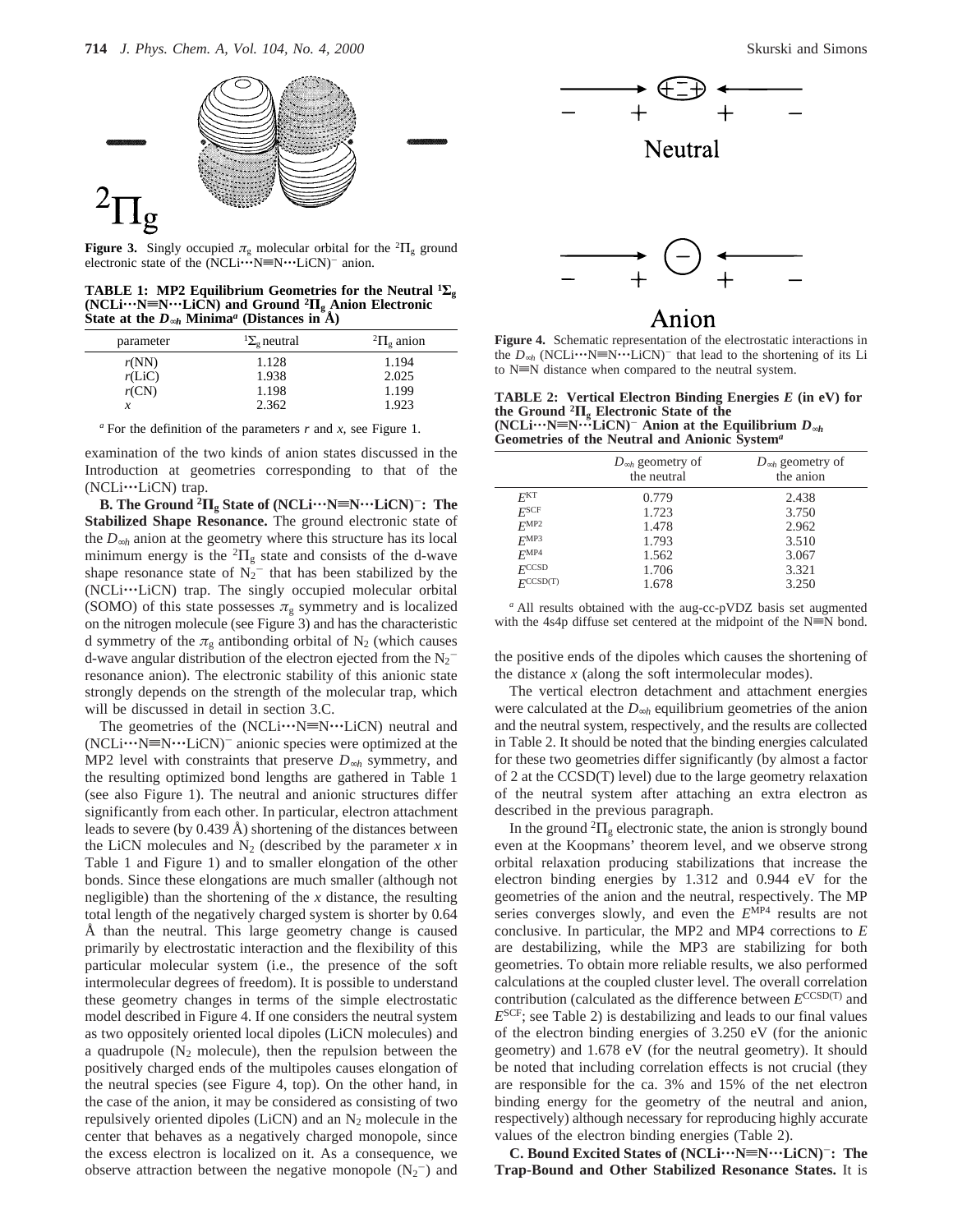**Figure 3.** Singly occupied $\pi_g$ molecular orbital for the $^2\Pi_g$ ground electronic state of the (NCLi···N≡N···LiCN)$^-$ anion.

**TABLE 1: MP2 Equilibrium Geometries for the Neutral $^1\Sigma_g$ (NCLi···N≡N···LiCN) and Ground $^2\Pi_g$ Anion Electronic State at the $D_{\infty h}$ Minima[a] (Distances in Å)**

| parameter | $^1\Sigma_g$ neutral | $^2\Pi_g$ anion |
|---|---|---|
| $r$(NN) | 1.128 | 1.194 |
| $r$(LiC) | 1.938 | 2.025 |
| $r$(CN) | 1.198 | 1.199 |
| $x$ | 2.362 | 1.923 |

[a] For the definition of the parameters $r$ and $x$, see Figure 1.

examination of the two kinds of anion states discussed in the Introduction at geometries corresponding to that of the (NCLi···LiCN) trap.

**B. The Ground $^2\Pi_g$ State of (NCLi···N≡N···LiCN)$^-$: The Stabilized Shape Resonance.** The ground electronic state of the $D_{\infty h}$ anion at the geometry where this structure has its local minimum energy is the $^2\Pi_g$ state and consists of the d-wave shape resonance state of $N_2^-$ that has been stabilized by the (NCLi···LiCN) trap. The singly occupied molecular orbital (SOMO) of this state possesses $\pi_g$ symmetry and is localized on the nitrogen molecule (see Figure 3) and has the characteristic d symmetry of the $\pi_g$ antibonding orbital of $N_2$ (which causes d-wave angular distribution of the electron ejected from the $N_2^-$ resonance anion). The electronic stability of this anionic state strongly depends on the strength of the molecular trap, which will be discussed in detail in section 3.C.

The geometries of the (NCLi···N≡N···LiCN) neutral and (NCLi···N≡N···LiCN)$^-$ anionic species were optimized at the MP2 level with constraints that preserve $D_{\infty h}$ symmetry, and the resulting optimized bond lengths are gathered in Table 1 (see also Figure 1). The neutral and anionic structures differ significantly from each other. In particular, electron attachment leads to severe (by 0.439 Å) shortening of the distances between the LiCN molecules and $N_2$ (described by the parameter $x$ in Table 1 and Figure 1) and to smaller elongation of the other bonds. Since these elongations are much smaller (although not negligible) than the shortening of the $x$ distance, the resulting total length of the negatively charged system is shorter by 0.64 Å than the neutral. This large geometry change is caused primarily by electrostatic interaction and the flexibility of this particular molecular system (i.e., the presence of the soft intermolecular degrees of freedom). It is possible to understand these geometry changes in terms of the simple electrostatic model described in Figure 4. If one considers the neutral system as two oppositely oriented local dipoles (LiCN molecules) and a quadrupole ($N_2$ molecule), then the repulsion between the positively charged ends of the multipoles causes elongation of the neutral species (see Figure 4, top). On the other hand, in the case of the anion, it may be considered as consisting of two repulsively oriented dipoles (LiCN) and an $N_2$ molecule in the center that behaves as a negatively charged monopole, since the excess electron is localized on it. As a consequence, we observe attraction between the negative monopole ($N_2^-$) and the positive ends of the dipoles which causes the shortening of the distance $x$ (along the soft intermolecular modes).

**Figure 4.** Schematic representation of the electrostatic interactions in the $D_{\infty h}$ (NCLi···N≡N···LiCN)$^-$ that lead to the shortening of its Li to N≡N distance when compared to the neutral system.

**TABLE 2: Vertical Electron Binding Energies $E$ (in eV) for the Ground $^2\Pi_g$ Electronic State of the (NCLi···N≡N···LiCN)$^-$ Anion at the Equilibrium $D_{\infty h}$ Geometries of the Neutral and Anionic System[a]**

| | $D_{\infty h}$ geometry of the neutral | $D_{\infty h}$ geometry of the anion |
|---|---|---|
| $E^{KT}$ | 0.779 | 2.438 |
| $E^{SCF}$ | 1.723 | 3.750 |
| $E^{MP2}$ | 1.478 | 2.962 |
| $E^{MP3}$ | 1.793 | 3.510 |
| $E^{MP4}$ | 1.562 | 3.067 |
| $E^{CCSD}$ | 1.706 | 3.321 |
| $E^{CCSD(T)}$ | 1.678 | 3.250 |

[a] All results obtained with the aug-cc-pVDZ basis set augmented with the 4s4p diffuse set centered at the midpoint of the N≡N bond.

The vertical electron detachment and attachment energies were calculated at the $D_{\infty h}$ equilibrium geometries of the anion and the neutral system, respectively, and the results are collected in Table 2. It should be noted that the binding energies calculated for these two geometries differ significantly (by almost a factor of 2 at the CCSD(T) level) due to the large geometry relaxation of the neutral system after attaching an extra electron as described in the previous paragraph.

In the ground $^2\Pi_g$ electronic state, the anion is strongly bound even at the Koopmans' theorem level, and we observe strong orbital relaxation producing stabilizations that increase the electron binding energies by 1.312 and 0.944 eV for the geometries of the anion and the neutral, respectively. The MP series converges slowly, and even the $E^{MP4}$ results are not conclusive. In particular, the MP2 and MP4 corrections to $E$ are destabilizing, while the MP3 are stabilizing for both geometries. To obtain more reliable results, we also performed calculations at the coupled cluster level. The overall correlation contribution (calculated as the difference between $E^{CCSD(T)}$ and $E^{SCF}$; see Table 2) is destabilizing and leads to our final values of the electron binding energies of 3.250 eV (for the anionic geometry) and 1.678 eV (for the neutral geometry). It should be noted that including correlation effects is not crucial (they are responsible for the ca. 3% and 15% of the net electron binding energy for the geometry of the neutral and anion, respectively) although necessary for reproducing highly accurate values of the electron binding energies (Table 2).

**C. Bound Excited States of (NCLi···N≡N···LiCN)$^-$: The Trap-Bound and Other Stabilized Resonance States.** It is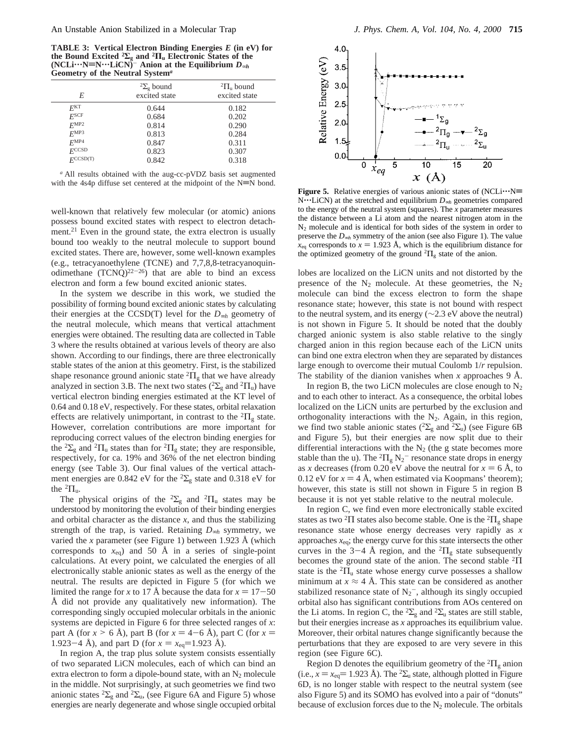**TABLE 3: Vertical Electron Binding Energies $E$ (in eV) for the Bound Excited $^2\Sigma_g$ and $^2\Pi_u$ Electronic States of the $(NCLi\cdots N\equiv N\cdots LiCN)^-$ Anion at the Equilibrium $D_{\infty h}$ Geometry of the Neutral System[a]**

| $E$ | $^2\Sigma_g$ bound excited state | $^2\Pi_u$ bound excited state |
|---|---|---|
| $E^{KT}$ | 0.644 | 0.182 |
| $E^{SCF}$ | 0.684 | 0.202 |
| $E^{MP2}$ | 0.814 | 0.290 |
| $E^{MP3}$ | 0.813 | 0.284 |
| $E^{MP4}$ | 0.847 | 0.311 |
| $E^{CCSD}$ | 0.823 | 0.307 |
| $E^{CCSD(T)}$ | 0.842 | 0.318 |

[a] All results obtained with the aug-cc-pVDZ basis set augmented with the 4s4p diffuse set centered at the midpoint of the N≡N bond.

well-known that relatively few molecular (or atomic) anions possess bound excited states with respect to electron detachment.[21] Even in the ground state, the extra electron is usually bound too weakly to the neutral molecule to support bound excited states. There are, however, some well-known examples (e.g., tetracyanoethylene (TCNE) and 7,7,8,8-tetracyanoquinodimethane (TCNQ)[22-26]) that are able to bind an excess electron and form a few bound excited anionic states.

In the system we describe in this work, we studied the possibility of forming bound excited anionic states by calculating their energies at the CCSD(T) level for the $D_{\infty h}$ geometry of the neutral molecule, which means that vertical attachment energies were obtained. The resulting data are collected in Table 3 where the results obtained at various levels of theory are also shown. According to our findings, there are three electronically stable states of the anion at this geometry. First, is the stabilized shape resonance ground anionic state $^2\Pi_g$ that we have already analyzed in section 3.B. The next two states ($^2\Sigma_g$ and $^2\Pi_u$) have vertical electron binding energies estimated at the KT level of 0.64 and 0.18 eV, respectively. For these states, orbital relaxation effects are relatively unimportant, in contrast to the $^2\Pi_g$ state. However, correlation contributions are more important for reproducing correct values of the electron binding energies for the $^2\Sigma_g$ and $^2\Pi_u$ states than for $^2\Pi_g$ state; they are responsible, respectively, for ca. 19% and 36% of the net electron binding energy (see Table 3). Our final values of the vertical attachment energies are 0.842 eV for the $^2\Sigma_g$ state and 0.318 eV for the $^2\Pi_u$.

The physical origins of the $^2\Sigma_g$ and $^2\Pi_u$ states may be understood by monitoring the evolution of their binding energies and orbital character as the distance $x$, and thus the stabilizing strength of the trap, is varied. Retaining $D_{\infty h}$ symmetry, we varied the $x$ parameter (see Figure 1) between 1.923 Å (which corresponds to $x_{eq}$) and 50 Å in a series of single-point calculations. At every point, we calculated the energies of all electronically stable anionic states as well as the energy of the neutral. The results are depicted in Figure 5 (for which we limited the range for $x$ to 17 Å because the data for $x = 17-50$ Å did not provide any qualitatively new information). The corresponding singly occupied molecular orbitals in the anionic systems are depicted in Figure 6 for three selected ranges of $x$: part A (for $x > 6$ Å), part B (for $x = 4-6$ Å), part C (for $x = 1.923-4$ Å), and part D (for $x = x_{eq} = 1.923$ Å).

In region A, the trap plus solute system consists essentially of two separated LiCN molecules, each of which can bind an extra electron to form a dipole-bound state, with an $N_2$ molecule in the middle. Not surprisingly, at such geometries we find two anionic states $^2\Sigma_g$ and $^2\Sigma_u$, (see Figure 6A and Figure 5) whose energies are nearly degenerate and whose single occupied orbital lobes are localized on the LiCN units and not distorted by the presence of the $N_2$ molecule. At these geometries, the $N_2$ molecule can bind the excess electron to form the shape resonance state; however, this state is not bound with respect to the neutral system, and its energy (~2.3 eV above the neutral) is not shown in Figure 5. It should be noted that the doubly charged anionic system is also stable relative to the singly charged anion in this region because each of the LiCN units can bind one extra electron when they are separated by distances large enough to overcome their mutual Coulomb $1/r$ repulsion. The stability of the dianion vanishes when $x$ approaches 9 Å.

In region B, the two LiCN molecules are close enough to $N_2$ and to each other to interact. As a consequence, the orbital lobes localized on the LiCN units are perturbed by the exclusion and orthogonality interactions with the $N_2$. Again, in this region, we find two stable anionic states ($^2\Sigma_g$ and $^2\Sigma_u$) (see Figure 6B and Figure 5), but their energies are now split due to their differential interactions with the $N_2$ (the g state becomes more stable than the u). The $^2\Pi_g$ $N_2^-$ resonance state drops in energy as $x$ decreases (from 0.20 eV above the neutral for $x = 6$ Å, to 0.12 eV for $x = 4$ Å, when estimated via Koopmans' theorem); however, this state is still not shown in Figure 5 in region B because it is not yet stable relative to the neutral molecule.

In region C, we find even more electronically stable excited states as two $^2\Pi$ states also become stable. One is the $^2\Pi_g$ shape resonance state whose energy decreases very rapidly as $x$ approaches $x_{eq}$; the energy curve for this state intersects the other curves in the 3−4 Å region, and the $^2\Pi_g$ state subsequently becomes the ground state of the anion. The second stable $^2\Pi$ state is the $^2\Pi_u$ state whose energy curve possesses a shallow minimum at $x \approx 4$ Å. This state can be considered as another stabilized resonance state of $N_2^-$, although its singly occupied orbital also has significant contributions from AOs centered on the Li atoms. In region C, the $^2\Sigma_g$ and $^2\Sigma_u$ states are still stable, but their energies increase as $x$ approaches its equilibrium value. Moreover, their orbital natures change significantly because the perturbations that they are exposed to are very severe in this region (see Figure 6C).

Region D denotes the equilibrium geometry of the $^2\Pi_g$ anion (i.e., $x = x_{eq} = 1.923$ Å). The $^2\Sigma_u$ state, although plotted in Figure 6D, is no longer stable with respect to the neutral system (see also Figure 5) and its SOMO has evolved into a pair of "donuts" because of exclusion forces due to the $N_2$ molecule. The orbitals

**Figure 5.** Relative energies of various anionic states of $(NCLi\cdots N\equiv N\cdots LiCN)$ at the stretched and equilibrium $D_{\infty h}$ geometries compared to the energy of the neutral system (squares). The $x$ parameter measures the distance between a Li atom and the nearest nitrogen atom in the $N_2$ molecule and is identical for both sides of the system in order to preserve the $D_{\infty h}$ symmetry of the anion (see also Figure 1). The value $x_{eq}$ corresponds to $x = 1.923$ Å, which is the equilibrium distance for the optimized geometry of the ground $^2\Pi_g$ state of the anion.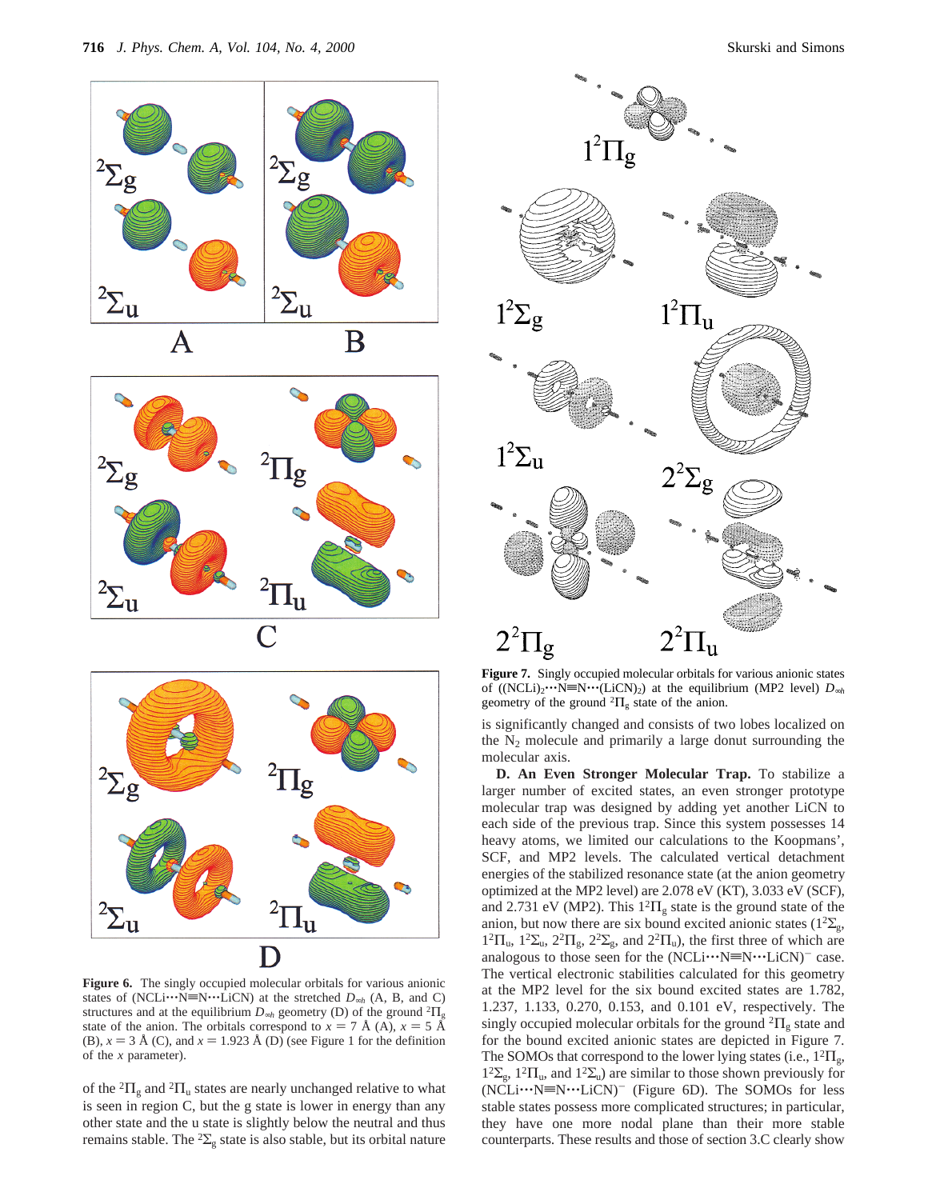**Figure 6.** The singly occupied molecular orbitals for various anionic states of (NCLi···N≡N···LiCN) at the stretched $D_{\infty h}$ (A, B, and C) structures and at the equilibrium $D_{\infty h}$ geometry (D) of the ground $^2\Pi_g$ state of the anion. The orbitals correspond to $x = 7$ Å (A), $x = 5$ Å (B), $x = 3$ Å (C), and $x = 1.923$ Å (D) (see Figure 1 for the definition of the $x$ parameter).

of the $^2\Pi_g$ and $^2\Pi_u$ states are nearly unchanged relative to what is seen in region C, but the g state is lower in energy than any other state and the u state is slightly below the neutral and thus remains stable. The $^2\Sigma_g$ state is also stable, but its orbital nature is significantly changed and consists of two lobes localized on the $N_2$ molecule and primarily a large donut surrounding the molecular axis.

**Figure 7.** Singly occupied molecular orbitals for various anionic states of ((NCLi)$_2$···N≡N···(LiCN)$_2$) at the equilibrium (MP2 level) $D_{\infty h}$ geometry of the ground $^2\Pi_g$ state of the anion.

**D. An Even Stronger Molecular Trap.** To stabilize a larger number of excited states, an even stronger prototype molecular trap was designed by adding yet another LiCN to each side of the previous trap. Since this system possesses 14 heavy atoms, we limited our calculations to the Koopmans', SCF, and MP2 levels. The calculated vertical detachment energies of the stabilized resonance state (at the anion geometry optimized at the MP2 level) are 2.078 eV (KT), 3.033 eV (SCF), and 2.731 eV (MP2). This $1^2\Pi_g$ state is the ground state of the anion, but now there are six bound excited anionic states ($1^2\Sigma_g$, $1^2\Pi_u$, $1^2\Sigma_u$, $2^2\Pi_g$, $2^2\Sigma_g$, and $2^2\Pi_u$), the first three of which are analogous to those seen for the (NCLi···N≡N···LiCN)$^-$ case. The vertical electronic stabilities calculated for this geometry at the MP2 level for the six bound excited states are 1.782, 1.237, 1.133, 0.270, 0.153, and 0.101 eV, respectively. The singly occupied molecular orbitals for the ground $^2\Pi_g$ state and for the bound excited anionic states are depicted in Figure 7. The SOMOs that correspond to the lower lying states (i.e., $1^2\Pi_g$, $1^2\Sigma_g$, $1^2\Pi_u$, and $1^2\Sigma_u$) are similar to those shown previously for (NCLi···N≡N···LiCN)$^-$ (Figure 6D). The SOMOs for less stable states possess more complicated structures; in particular, they have one more nodal plane than their more stable counterparts. These results and those of section 3.C clearly show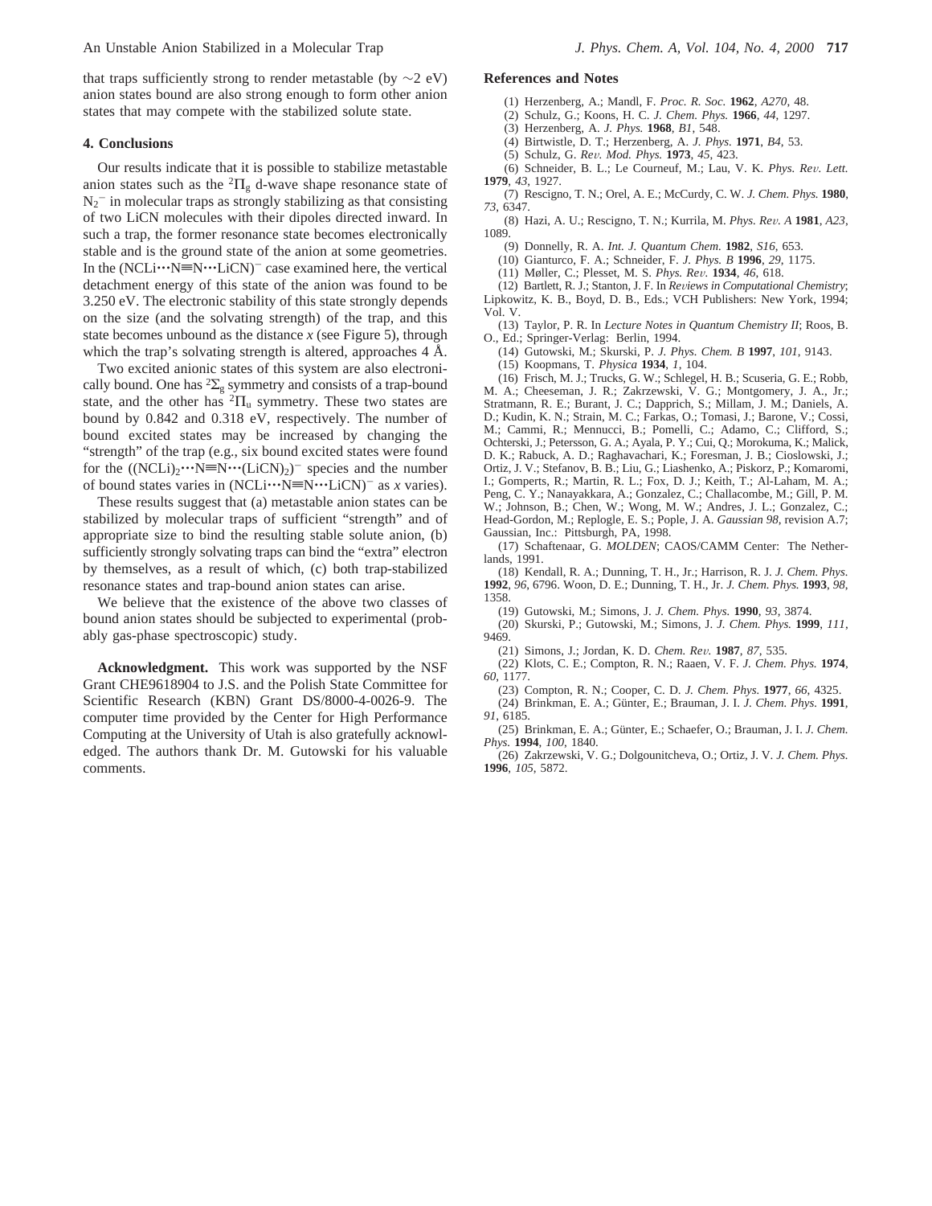that traps sufficiently strong to render metastable (by ~2 eV) anion states bound are also strong enough to form other anion states that may compete with the stabilized solute state.

## 4. Conclusions

Our results indicate that it is possible to stabilize metastable anion states such as the $^2\Pi_g$ d-wave shape resonance state of $N_2^-$ in molecular traps as strongly stabilizing as that consisting of two LiCN molecules with their dipoles directed inward. In such a trap, the former resonance state becomes electronically stable and is the ground state of the anion at some geometries. In the $(NCLi\cdots N\equiv N\cdots LiCN)^-$ case examined here, the vertical detachment energy of this state of the anion was found to be 3.250 eV. The electronic stability of this state strongly depends on the size (and the solvating strength) of the trap, and this state becomes unbound as the distance $x$ (see Figure 5), through which the trap's solvating strength is altered, approaches 4 Å.

Two excited anionic states of this system are also electronically bound. One has $^2\Sigma_g$ symmetry and consists of a trap-bound state, and the other has $^2\Pi_u$ symmetry. These two states are bound by 0.842 and 0.318 eV, respectively. The number of bound excited states may be increased by changing the "strength" of the trap (e.g., six bound excited states were found for the $((NCLi)_2\cdots N\equiv N\cdots (LiCN)_2)^-$ species and the number of bound states varies in $(NCLi\cdots N\equiv N\cdots LiCN)^-$ as $x$ varies).

These results suggest that (a) metastable anion states can be stabilized by molecular traps of sufficient "strength" and of appropriate size to bind the resulting stable solute anion, (b) sufficiently strongly solvating traps can bind the "extra" electron by themselves, as a result of which, (c) both trap-stabilized resonance states and trap-bound anion states can arise.

We believe that the existence of the above two classes of bound anion states should be subjected to experimental (probably gas-phase spectroscopic) study.

**Acknowledgment.** This work was supported by the NSF Grant CHE9618904 to J.S. and the Polish State Committee for Scientific Research (KBN) Grant DS/8000-4-0026-9. The computer time provided by the Center for High Performance Computing at the University of Utah is also gratefully acknowledged. The authors thank Dr. M. Gutowski for his valuable comments.

## References and Notes

(1) Herzenberg, A.; Mandl, F. *Proc. R. Soc.* **1962**, *A270*, 48.

(2) Schulz, G.; Koons, H. C. *J. Chem. Phys.* **1966**, *44*, 1297.

(3) Herzenberg, A. *J. Phys.* **1968**, *B1*, 548.

(4) Birtwistle, D. T.; Herzenberg, A. *J. Phys.* **1971**, *B4*, 53.

(5) Schulz, G. *Rev. Mod. Phys.* **1973**, *45*, 423.

(6) Schneider, B. L.; Le Courneuf, M.; Lau, V. K. *Phys. Rev. Lett.* **1979**, *43*, 1927.

(7) Rescigno, T. N.; Orel, A. E.; McCurdy, C. W. *J. Chem. Phys.* **1980**, *73*, 6347.

(8) Hazi, A. U.; Rescigno, T. N.; Kurrila, M. *Phys. Rev. A* **1981**, *A23*, 1089.

(9) Donnelly, R. A. *Int. J. Quantum Chem.* **1982**, *S16*, 653.

(10) Gianturco, F. A.; Schneider, F. *J. Phys. B* **1996**, *29*, 1175.

(11) Møller, C.; Plesset, M. S. *Phys. Rev.* **1934**, *46*, 618.

(12) Bartlett, R. J.; Stanton, J. F. In *Reviews in Computational Chemistry*; Lipkowitz, K. B., Boyd, D. B., Eds.; VCH Publishers: New York, 1994; Vol. V.

(13) Taylor, P. R. In *Lecture Notes in Quantum Chemistry II*; Roos, B. O., Ed.; Springer-Verlag: Berlin, 1994.

(14) Gutowski, M.; Skurski, P. *J. Phys. Chem. B* **1997**, *101*, 9143.

(15) Koopmans, T. *Physica* **1934**, *1*, 104.

(16) Frisch, M. J.; Trucks, G. W.; Schlegel, H. B.; Scuseria, G. E.; Robb, M. A.; Cheeseman, J. R.; Zakrzewski, V. G.; Montgomery, J. A., Jr.; Stratmann, R. E.; Burant, J. C.; Dapprich, S.; Millam, J. M.; Daniels, A. D.; Kudin, K. N.; Strain, M. C.; Farkas, O.; Tomasi, J.; Barone, V.; Cossi, M.; Cammi, R.; Mennucci, B.; Pomelli, C.; Adamo, C.; Clifford, S.; Ochterski, J.; Petersson, G. A.; Ayala, P. Y.; Cui, Q.; Morokuma, K.; Malick, D. K.; Rabuck, A. D.; Raghavachari, K.; Foresman, J. B.; Cioslowski, J.; Ortiz, J. V.; Stefanov, B. B.; Liu, G.; Liashenko, A.; Piskorz, P.; Komaromi, I.; Gomperts, R.; Martin, R. L.; Fox, D. J.; Keith, T.; Al-Laham, M. A.; Peng, C. Y.; Nanayakkara, A.; Gonzalez, C.; Challacombe, M.; Gill, P. M. W.; Johnson, B.; Chen, W.; Wong, M. W.; Andres, J. L.; Gonzalez, C.; Head-Gordon, M.; Replogle, E. S.; Pople, J. A. *Gaussian 98*, revision A.7; Gaussian, Inc.: Pittsburgh, PA, 1998.

(17) Schaftenaar, G. *MOLDEN*; CAOS/CAMM Center: The Netherlands, 1991.

(18) Kendall, R. A.; Dunning, T. H., Jr.; Harrison, R. J. *J. Chem. Phys.* **1992**, *96*, 6796. Woon, D. E.; Dunning, T. H., Jr. *J. Chem. Phys.* **1993**, *98*, 1358.

(19) Gutowski, M.; Simons, J. *J. Chem. Phys.* **1990**, *93*, 3874.

(20) Skurski, P.; Gutowski, M.; Simons, J. *J. Chem. Phys.* **1999**, *111*, 9469.

(21) Simons, J.; Jordan, K. D. *Chem. Rev.* **1987**, *87*, 535.

(22) Klots, C. E.; Compton, R. N.; Raaen, V. F. *J. Chem. Phys.* **1974**, *60*, 1177.

(23) Compton, R. N.; Cooper, C. D. *J. Chem. Phys.* **1977**, *66*, 4325.

(24) Brinkman, E. A.; Günter, E.; Brauman, J. I. *J. Chem. Phys.* **1991**, *91*, 6185.

(25) Brinkman, E. A.; Günter, E.; Schaefer, O.; Brauman, J. I. *J. Chem. Phys.* **1994**, *100*, 1840.

(26) Zakrzewski, V. G.; Dolgounitcheva, O.; Ortiz, J. V. *J. Chem. Phys.* **1996**, *105*, 5872.